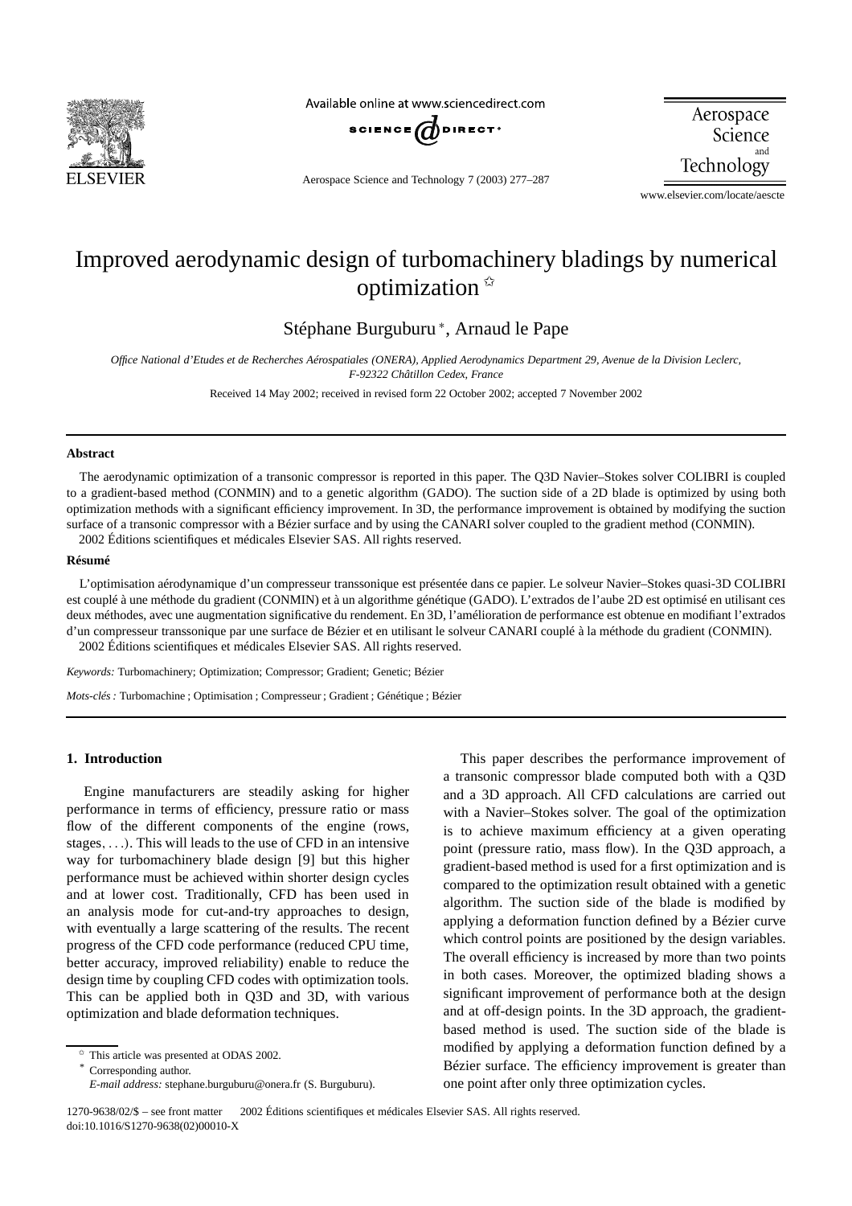# Improved aerodynamic design of turbomachinery bladings by numerical optimization ✩

Stéphane Burguburu *, Arnaud le Pape

*Office National d'Etudes et de Recherches Aérospatiales (ONERA), Applied Aerodynamics Department 29, Avenue de la Division Leclerc, F-92322 Châtillon Cedex, France*

Received 14 May 2002; received in revised form 22 October 2002; accepted 7 November 2002

## Abstract

The aerodynamic optimization of a transonic compressor is reported in this paper. The Q3D Navier–Stokes solver COLIBRI is coupled to a gradient-based method (CONMIN) and to a genetic algorithm (GADO). The suction side of a 2D blade is optimized by using both optimization methods with a significant efficiency improvement. In 3D, the performance improvement is obtained by modifying the suction surface of a transonic compressor with a Bézier surface and by using the CANARI solver coupled to the gradient method (CONMIN).

2002 Éditions scientifiques et médicales Elsevier SAS. All rights reserved.

## Résumé

L'optimisation aérodynamique d'un compresseur transsonique est présentée dans ce papier. Le solveur Navier–Stokes quasi-3D COLIBRI est couplé à une méthode du gradient (CONMIN) et à un algorithme génétique (GADO). L'extrados de l'aube 2D est optimisé en utilisant ces deux méthodes, avec une augmentation significative du rendement. En 3D, l'amélioration de performance est obtenue en modifiant l'extrados d'un compresseur transsonique par une surface de Bézier et en utilisant le solveur CANARI couplé à la méthode du gradient (CONMIN).

2002 Éditions scientifiques et médicales Elsevier SAS. All rights reserved.

*Keywords:* Turbomachinery; Optimization; Compressor; Gradient; Genetic; Bézier

*Mots-clés :* Turbomachine ; Optimisation ; Compresseur ; Gradient ; Génétique ; Bézier

## 1. Introduction

Engine manufacturers are steadily asking for higher performance in terms of efficiency, pressure ratio or mass flow of the different components of the engine (rows, stages, ...). This will leads to the use of CFD in an intensive way for turbomachinery blade design [9] but this higher performance must be achieved within shorter design cycles and at lower cost. Traditionally, CFD has been used in an analysis mode for cut-and-try approaches to design, with eventually a large scattering of the results. The recent progress of the CFD code performance (reduced CPU time, better accuracy, improved reliability) enable to reduce the design time by coupling CFD codes with optimization tools. This can be applied both in Q3D and 3D, with various optimization and blade deformation techniques.

This paper describes the performance improvement of a transonic compressor blade computed both with a Q3D and a 3D approach. All CFD calculations are carried out with a Navier–Stokes solver. The goal of the optimization is to achieve maximum efficiency at a given operating point (pressure ratio, mass flow). In the Q3D approach, a gradient-based method is used for a first optimization and is compared to the optimization result obtained with a genetic algorithm. The suction side of the blade is modified by applying a deformation function defined by a Bézier curve which control points are positioned by the design variables. The overall efficiency is increased by more than two points in both cases. Moreover, the optimized blading shows a significant improvement of performance both at the design and at off-design points. In the 3D approach, the gradient-based method is used. The suction side of the blade is modified by applying a deformation function defined by a Bézier surface. The efficiency improvement is greater than one point after only three optimization cycles.

✩ This article was presented at ODAS 2002.

\* Corresponding author.

*E-mail address:* stephane.burguburu@onera.fr (S. Burguburu).

1270-9638/02/$ – see front matter 2002 Éditions scientifiques et médicales Elsevier SAS. All rights reserved.
doi:10.1016/S1270-9638(02)00010-X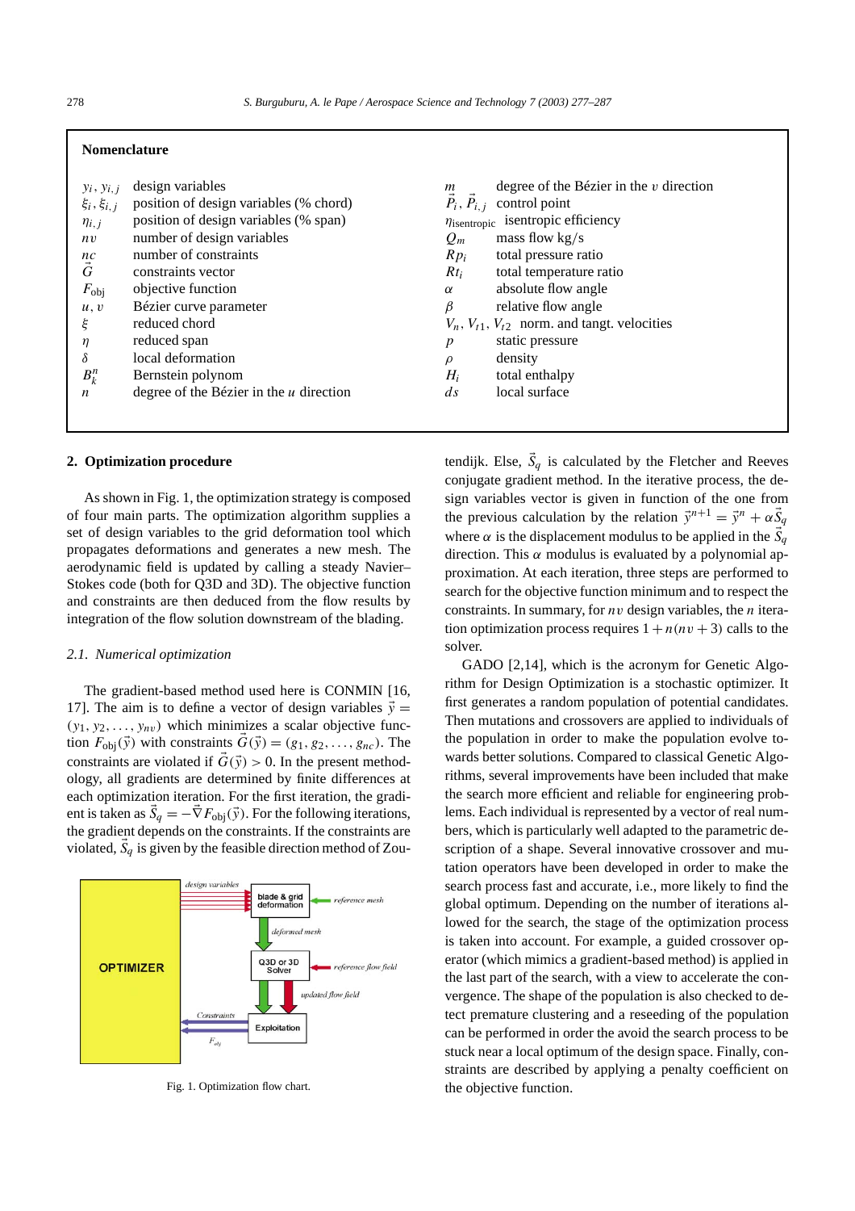## Nomenclature

| | | | |
|---|---|---|---|
| $y_i, y_{i,j}$ | design variables | $m$ | degree of the Bézier in the $v$ direction |
| $\xi_i, \xi_{i,j}$ | position of design variables (% chord) | $\vec{P}_i, \vec{P}_{i,j}$ | control point |
| $\eta_{i,j}$ | position of design variables (% span) | $\eta_{\text{isentropic}}$ | isentropic efficiency |
| $nv$ | number of design variables | $Q_m$ | mass flow kg/s |
| $nc$ | number of constraints | $Rp_i$ | total pressure ratio |
| $\vec{G}$ | constraints vector | $Rt_i$ | total temperature ratio |
| $F_{\text{obj}}$ | objective function | $\alpha$ | absolute flow angle |
| $u, v$ | Bézier curve parameter | $\beta$ | relative flow angle |
| $\xi$ | reduced chord | $V_n, V_{t1}, V_{t2}$ | norm. and tangt. velocities |
| $\eta$ | reduced span | $p$ | static pressure |
| $\delta$ | local deformation | $\rho$ | density |
| $B_k^n$ | Bernstein polynom | $H_i$ | total enthalpy |
| $n$ | degree of the Bézier in the $u$ direction | $ds$ | local surface |

## 2. Optimization procedure

As shown in Fig. 1, the optimization strategy is composed of four main parts. The optimization algorithm supplies a set of design variables to the grid deformation tool which propagates deformations and generates a new mesh. The aerodynamic field is updated by calling a steady Navier–Stokes code (both for Q3D and 3D). The objective function and constraints are then deduced from the flow results by integration of the flow solution downstream of the blading.

### *2.1. Numerical optimization*

The gradient-based method used here is CONMIN [16, 17]. The aim is to define a vector of design variables $\vec{y} = (y_1, y_2, \ldots, y_{nv})$ which minimizes a scalar objective function $F_{\text{obj}}(\vec{y})$ with constraints $\vec{G}(\vec{y}) = (g_1, g_2, \ldots, g_{nc})$. The constraints are violated if $\vec{G}(\vec{y}) > 0$. In the present methodology, all gradients are determined by finite differences at each optimization iteration. For the first iteration, the gradient is taken as $\vec{S}_q = -\vec{\nabla} F_{\text{obj}}(\vec{y})$. For the following iterations, the gradient depends on the constraints. If the constraints are violated, $\vec{S}_q$ is given by the feasible direction method of Zoutendijk. Else, $\vec{S}_q$ is calculated by the Fletcher and Reeves conjugate gradient method. In the iterative process, the design variables vector is given in function of the one from the previous calculation by the relation $\vec{y}^{n+1} = \vec{y}^n + \alpha \vec{S}_q$ where $\alpha$ is the displacement modulus to be applied in the $\vec{S}_q$ direction. This $\alpha$ modulus is evaluated by a polynomial approximation. At each iteration, three steps are performed to search for the objective function minimum and to respect the constraints. In summary, for $nv$ design variables, the $n$ iteration optimization process requires $1 + n(nv + 3)$ calls to the solver.

Fig. 1. Optimization flow chart.

GADO [2,14], which is the acronym for Genetic Algorithm for Design Optimization is a stochastic optimizer. It first generates a random population of potential candidates. Then mutations and crossovers are applied to individuals of the population in order to make the population evolve towards better solutions. Compared to classical Genetic Algorithms, several improvements have been included that make the search more efficient and reliable for engineering problems. Each individual is represented by a vector of real numbers, which is particularly well adapted to the parametric description of a shape. Several innovative crossover and mutation operators have been developed in order to make the search process fast and accurate, i.e., more likely to find the global optimum. Depending on the number of iterations allowed for the search, the stage of the optimization process is taken into account. For example, a guided crossover operator (which mimics a gradient-based method) is applied in the last part of the search, with a view to accelerate the convergence. The shape of the population is also checked to detect premature clustering and a reseeding of the population can be performed in order the avoid the search process to be stuck near a local optimum of the design space. Finally, constraints are described by applying a penalty coefficient on the objective function.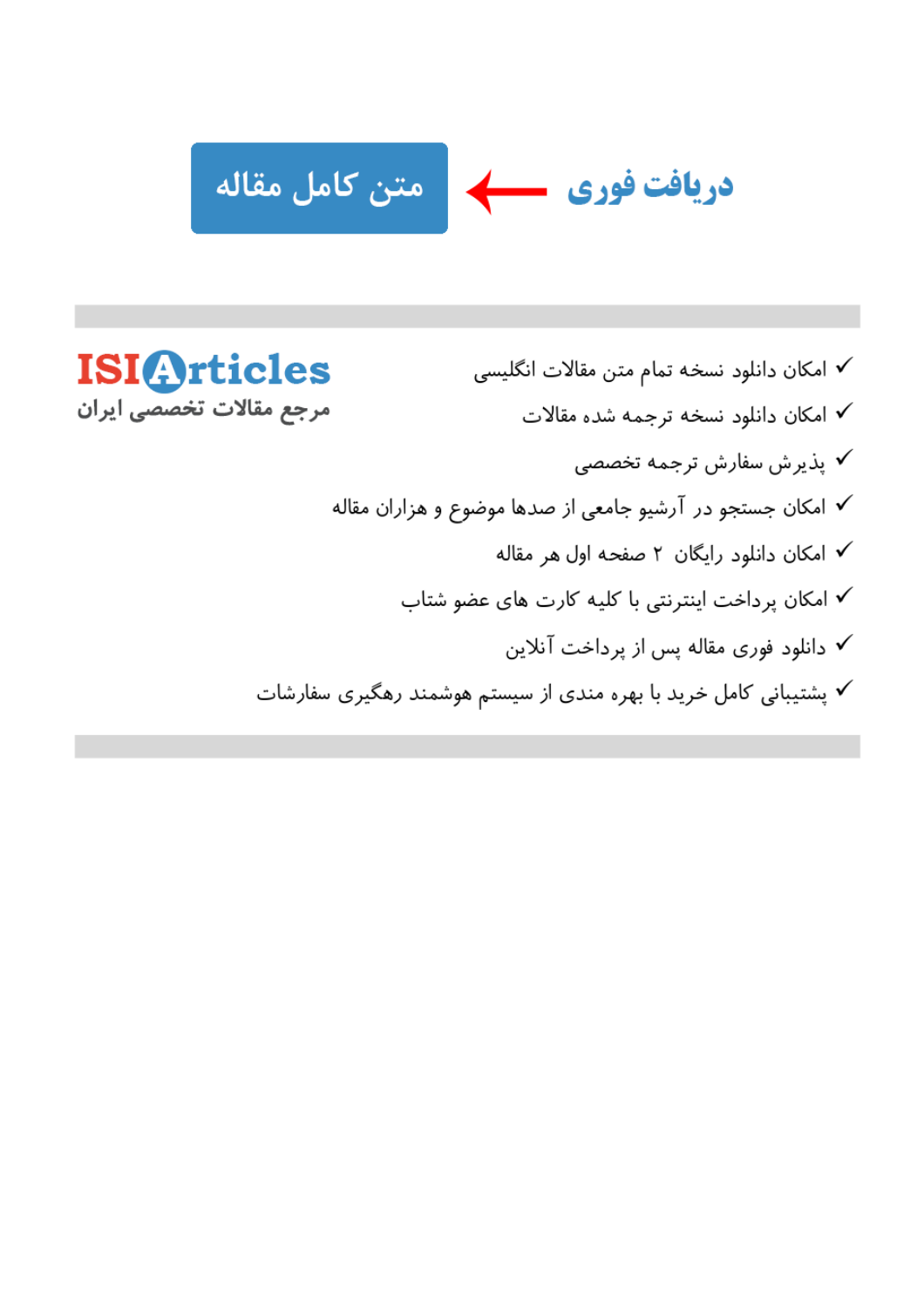دریافت فوری ← **متن کامل مقاله**

**ISIArticles**
مرجع مقالات تخصصی ایران

- ✓ امکان دانلود نسخه تمام متن مقالات انگلیسی
- ✓ امکان دانلود نسخه ترجمه شده مقالات
- ✓ پذیرش سفارش ترجمه تخصصی
- ✓ امکان جستجو در آرشیو جامعی از صدها موضوع و هزاران مقاله
- ✓ امکان دانلود رایگان ۲ صفحه اول هر مقاله
- ✓ امکان پرداخت اینترنتی با کلیه کارت های عضو شتاب
- ✓ دانلود فوری مقاله پس از پرداخت آنلاین
- ✓ پشتیبانی کامل خرید با بهره مندی از سیستم هوشمند رهگیری سفارشات